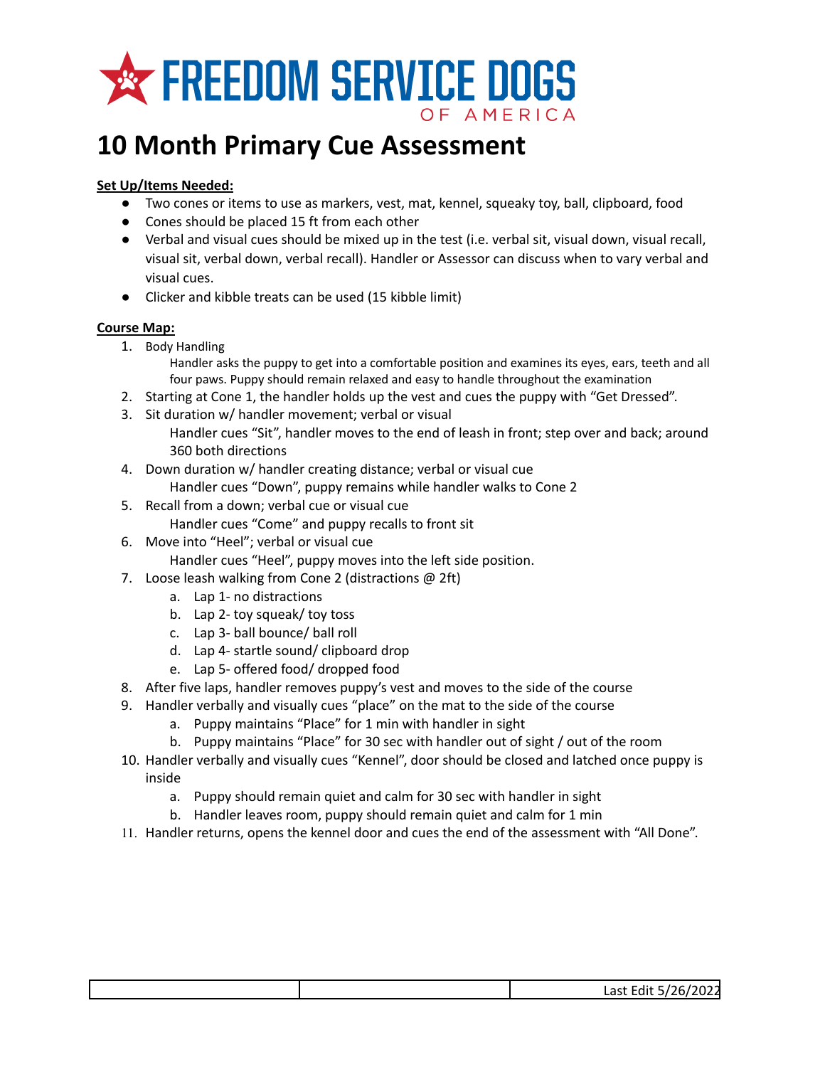# FREEDOM SERVICE DOGS OF AMERICA

# 10 Month Primary Cue Assessment

**Set Up/Items Needed:**

- Two cones or items to use as markers, vest, mat, kennel, squeaky toy, ball, clipboard, food
- Cones should be placed 15 ft from each other
- Verbal and visual cues should be mixed up in the test (i.e. verbal sit, visual down, visual recall, visual sit, verbal down, verbal recall). Handler or Assessor can discuss when to vary verbal and visual cues.
- Clicker and kibble treats can be used (15 kibble limit)

**Course Map:**

1. Body Handling
   Handler asks the puppy to get into a comfortable position and examines its eyes, ears, teeth and all four paws. Puppy should remain relaxed and easy to handle throughout the examination
2. Starting at Cone 1, the handler holds up the vest and cues the puppy with "Get Dressed".
3. Sit duration w/ handler movement; verbal or visual
   Handler cues "Sit", handler moves to the end of leash in front; step over and back; around 360 both directions
4. Down duration w/ handler creating distance; verbal or visual cue
   Handler cues "Down", puppy remains while handler walks to Cone 2
5. Recall from a down; verbal cue or visual cue
   Handler cues "Come" and puppy recalls to front sit
6. Move into "Heel"; verbal or visual cue
   Handler cues "Heel", puppy moves into the left side position.
7. Loose leash walking from Cone 2 (distractions @ 2ft)
   a. Lap 1- no distractions
   b. Lap 2- toy squeak/ toy toss
   c. Lap 3- ball bounce/ ball roll
   d. Lap 4- startle sound/ clipboard drop
   e. Lap 5- offered food/ dropped food
8. After five laps, handler removes puppy's vest and moves to the side of the course
9. Handler verbally and visually cues "place" on the mat to the side of the course
   a. Puppy maintains "Place" for 1 min with handler in sight
   b. Puppy maintains "Place" for 30 sec with handler out of sight / out of the room
10. Handler verbally and visually cues "Kennel", door should be closed and latched once puppy is inside
    a. Puppy should remain quiet and calm for 30 sec with handler in sight
    b. Handler leaves room, puppy should remain quiet and calm for 1 min
11. Handler returns, opens the kennel door and cues the end of the assessment with "All Done".

| | | Last Edit 5/26/2022 |
|---|---|---|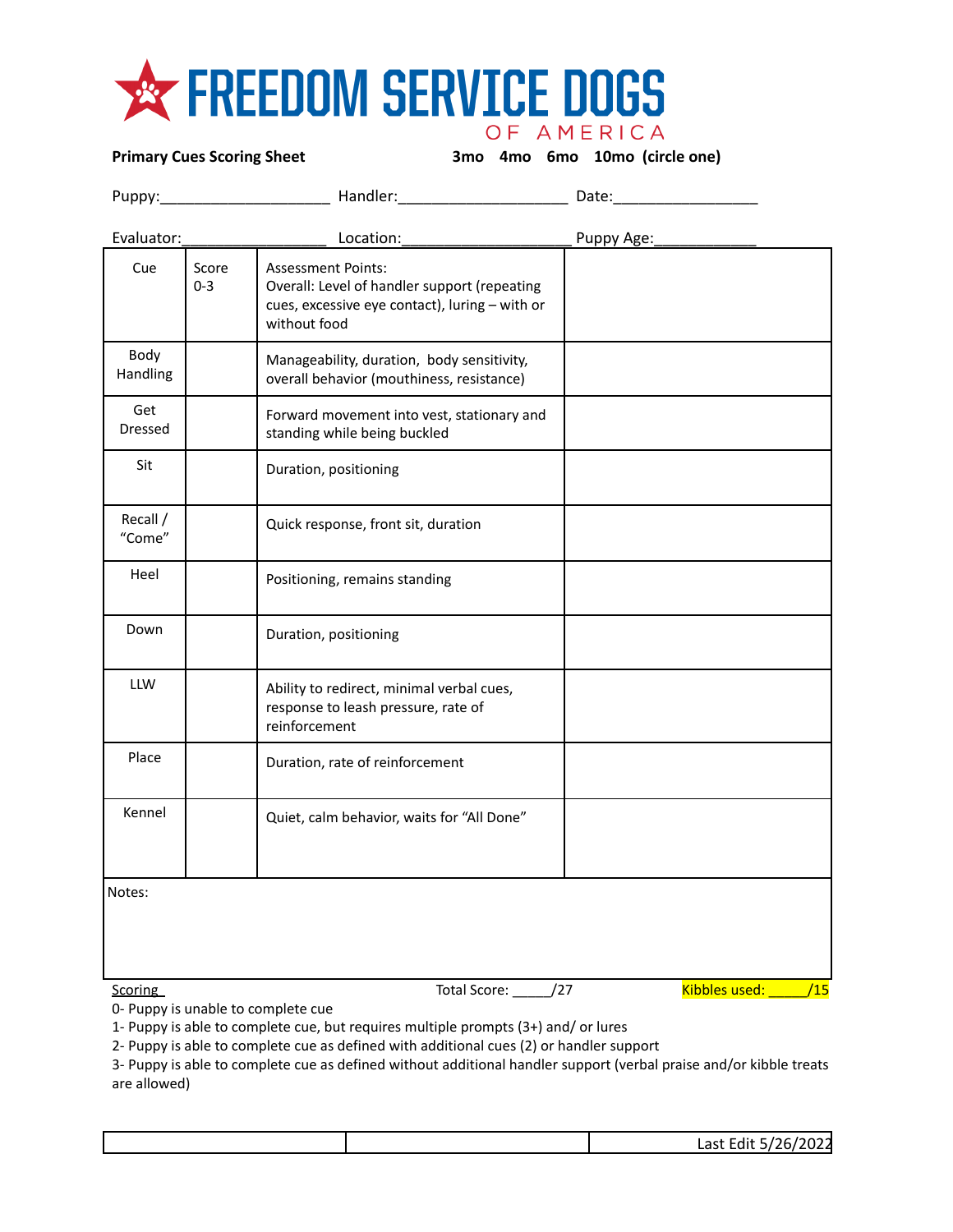# FREEDOM SERVICE DOGS OF AMERICA

**Primary Cues Scoring Sheet** **3mo 4mo 6mo 10mo (circle one)**

Puppy:___________________ Handler:___________________ Date:________________

Evaluator:________________ Location:___________________ Puppy Age:___________

| Cue | Score 0-3 | Assessment Points: Overall: Level of handler support (repeating cues, excessive eye contact), luring – with or without food | |
|---|---|---|---|
| Body Handling | | Manageability, duration, body sensitivity, overall behavior (mouthiness, resistance) | |
| Get Dressed | | Forward movement into vest, stationary and standing while being buckled | |
| Sit | | Duration, positioning | |
| Recall / "Come" | | Quick response, front sit, duration | |
| Heel | | Positioning, remains standing | |
| Down | | Duration, positioning | |
| LLW | | Ability to redirect, minimal verbal cues, response to leash pressure, rate of reinforcement | |
| Place | | Duration, rate of reinforcement | |
| Kennel | | Quiet, calm behavior, waits for "All Done" | |

Notes:

Scoring Total Score: _____/27 Kibbles used: _____/15

0- Puppy is unable to complete cue
1- Puppy is able to complete cue, but requires multiple prompts (3+) and/ or lures
2- Puppy is able to complete cue as defined with additional cues (2) or handler support
3- Puppy is able to complete cue as defined without additional handler support (verbal praise and/or kibble treats are allowed)

Last Edit 5/26/2022